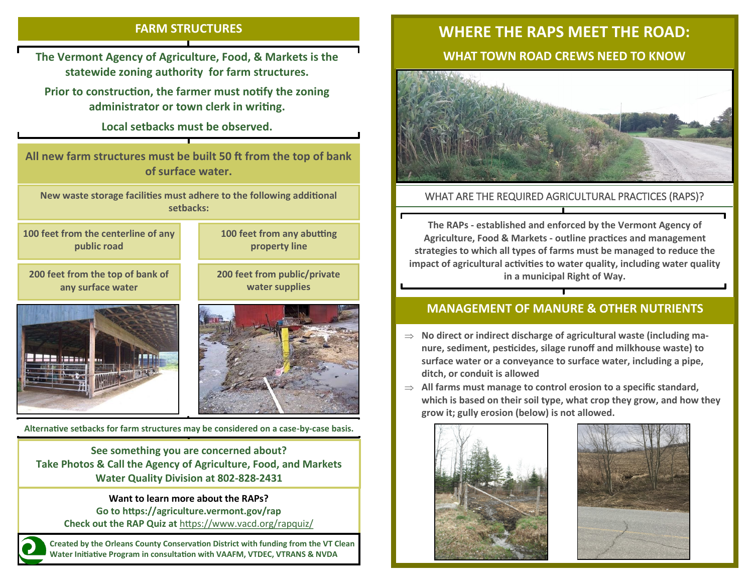## FARM STRUCTURES

**The Vermont Agency of Agriculture, Food, & Markets is the statewide zoning authority for farm structures.**

**Prior to construction, the farmer must notify the zoning administrator or town clerk in writing.**

**Local setbacks must be observed.**

**All new farm structures must be built 50 ft from the top of bank of surface water.**

**New waste storage facilities must adhere to the following additional setbacks:**

- **100 feet from the centerline of any public road**
- **100 feet from any abutting property line**
- **200 feet from the top of bank of any surface water**
- **200 feet from public/private water supplies**

**Alternative setbacks for farm structures may be considered on a case-by-case basis.**

**See something you are concerned about?**
**Take Photos & Call the Agency of Agriculture, Food, and Markets Water Quality Division at 802-828-2431**

**Want to learn more about the RAPs?**
**Go to https://agriculture.vermont.gov/rap**
**Check out the RAP Quiz at** https://www.vacd.org/rapquiz/

**Created by the Orleans County Conservation District with funding from the VT Clean Water Initiative Program in consultation with VAAFM, VTDEC, VTRANS & NVDA**

# WHERE THE RAPS MEET THE ROAD:

## WHAT TOWN ROAD CREWS NEED TO KNOW

### WHAT ARE THE REQUIRED AGRICULTURAL PRACTICES (RAPS)?

**The RAPs - established and enforced by the Vermont Agency of Agriculture, Food & Markets - outline practices and management strategies to which all types of farms must be managed to reduce the impact of agricultural activities to water quality, including water quality in a municipal Right of Way.**

## MANAGEMENT OF MANURE & OTHER NUTRIENTS

- **No direct or indirect discharge of agricultural waste (including manure, sediment, pesticides, silage runoff and milkhouse waste) to surface water or a conveyance to surface water, including a pipe, ditch, or conduit is allowed**
- **All farms must manage to control erosion to a specific standard, which is based on their soil type, what crop they grow, and how they grow it; gully erosion (below) is not allowed.**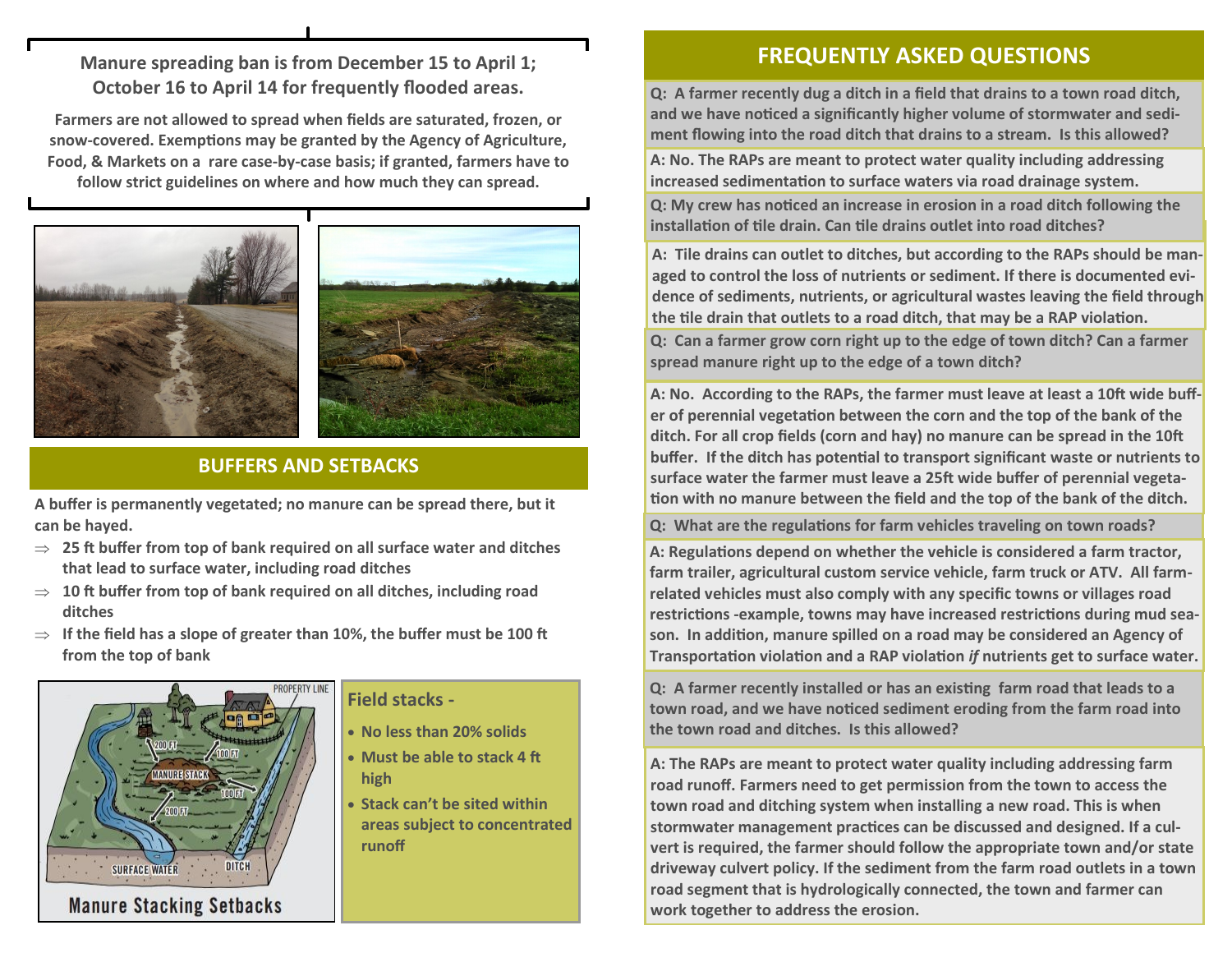**Manure spreading ban is from December 15 to April 1; October 16 to April 14 for frequently flooded areas.**

**Farmers are not allowed to spread when fields are saturated, frozen, or snow-covered. Exemptions may be granted by the Agency of Agriculture, Food, & Markets on a rare case-by-case basis; if granted, farmers have to follow strict guidelines on where and how much they can spread.**

## BUFFERS AND SETBACKS

**A buffer is permanently vegetated; no manure can be spread there, but it can be hayed.**

- **25 ft buffer from top of bank required on all surface water and ditches that lead to surface water, including road ditches**
- **10 ft buffer from top of bank required on all ditches, including road ditches**
- **If the field has a slope of greater than 10%, the buffer must be 100 ft from the top of bank**

PROPERTY LINE
200 FT
100 FT
MANURE STACK
100 FT
200 FT
SURFACE WATER
DITCH
Manure Stacking Setbacks

### Field stacks -

- No less than 20% solids
- Must be able to stack 4 ft high
- Stack can't be sited within areas subject to concentrated runoff

## FREQUENTLY ASKED QUESTIONS

**Q: A farmer recently dug a ditch in a field that drains to a town road ditch, and we have noticed a significantly higher volume of stormwater and sediment flowing into the road ditch that drains to a stream. Is this allowed?**

**A: No. The RAPs are meant to protect water quality including addressing increased sedimentation to surface waters via road drainage system.**

**Q: My crew has noticed an increase in erosion in a road ditch following the installation of tile drain. Can tile drains outlet into road ditches?**

**A: Tile drains can outlet to ditches, but according to the RAPs should be managed to control the loss of nutrients or sediment. If there is documented evidence of sediments, nutrients, or agricultural wastes leaving the field through the tile drain that outlets to a road ditch, that may be a RAP violation.**

**Q: Can a farmer grow corn right up to the edge of town ditch? Can a farmer spread manure right up to the edge of a town ditch?**

**A: No. According to the RAPs, the farmer must leave at least a 10ft wide buffer of perennial vegetation between the corn and the top of the bank of the ditch. For all crop fields (corn and hay) no manure can be spread in the 10ft buffer. If the ditch has potential to transport significant waste or nutrients to surface water the farmer must leave a 25ft wide buffer of perennial vegetation with no manure between the field and the top of the bank of the ditch.**

**Q: What are the regulations for farm vehicles traveling on town roads?**

**A: Regulations depend on whether the vehicle is considered a farm tractor, farm trailer, agricultural custom service vehicle, farm truck or ATV. All farm-related vehicles must also comply with any specific towns or villages road restrictions -example, towns may have increased restrictions during mud season. In addition, manure spilled on a road may be considered an Agency of Transportation violation and a RAP violation *if* nutrients get to surface water.**

**Q: A farmer recently installed or has an existing farm road that leads to a town road, and we have noticed sediment eroding from the farm road into the town road and ditches. Is this allowed?**

**A: The RAPs are meant to protect water quality including addressing farm road runoff. Farmers need to get permission from the town to access the town road and ditching system when installing a new road. This is when stormwater management practices can be discussed and designed. If a culvert is required, the farmer should follow the appropriate town and/or state driveway culvert policy. If the sediment from the farm road outlets in a town road segment that is hydrologically connected, the town and farmer can work together to address the erosion.**